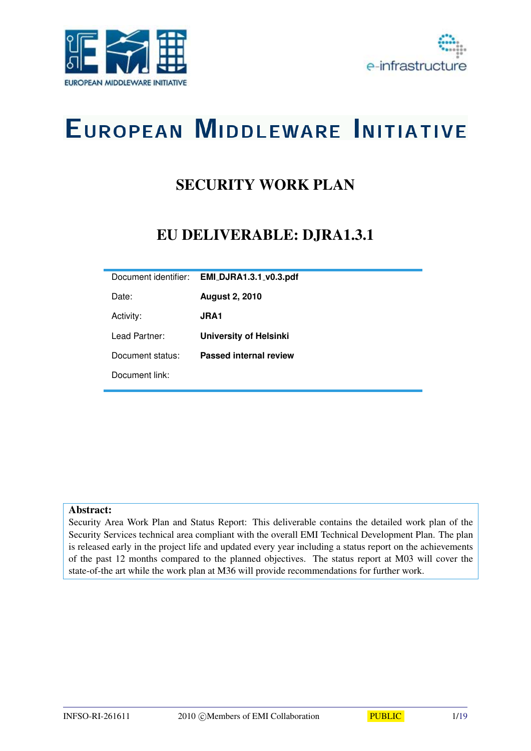# EUROPEAN MIDDLEWARE INITIATIVE

## SECURITY WORK PLAN

## EU DELIVERABLE: DJRA1.3.1

| | |
|---|---|
| Document identifier: | **EMI_DJRA1.3.1_v0.3.pdf** |
| Date: | **August 2, 2010** |
| Activity: | **JRA1** |
| Lead Partner: | **University of Helsinki** |
| Document status: | **Passed internal review** |
| Document link: | |

**Abstract:**
Security Area Work Plan and Status Report: This deliverable contains the detailed work plan of the Security Services technical area compliant with the overall EMI Technical Development Plan. The plan is released early in the project life and updated every year including a status report on the achievements of the past 12 months compared to the planned objectives. The status report at M03 will cover the state-of-the art while the work plan at M36 will provide recommendations for further work.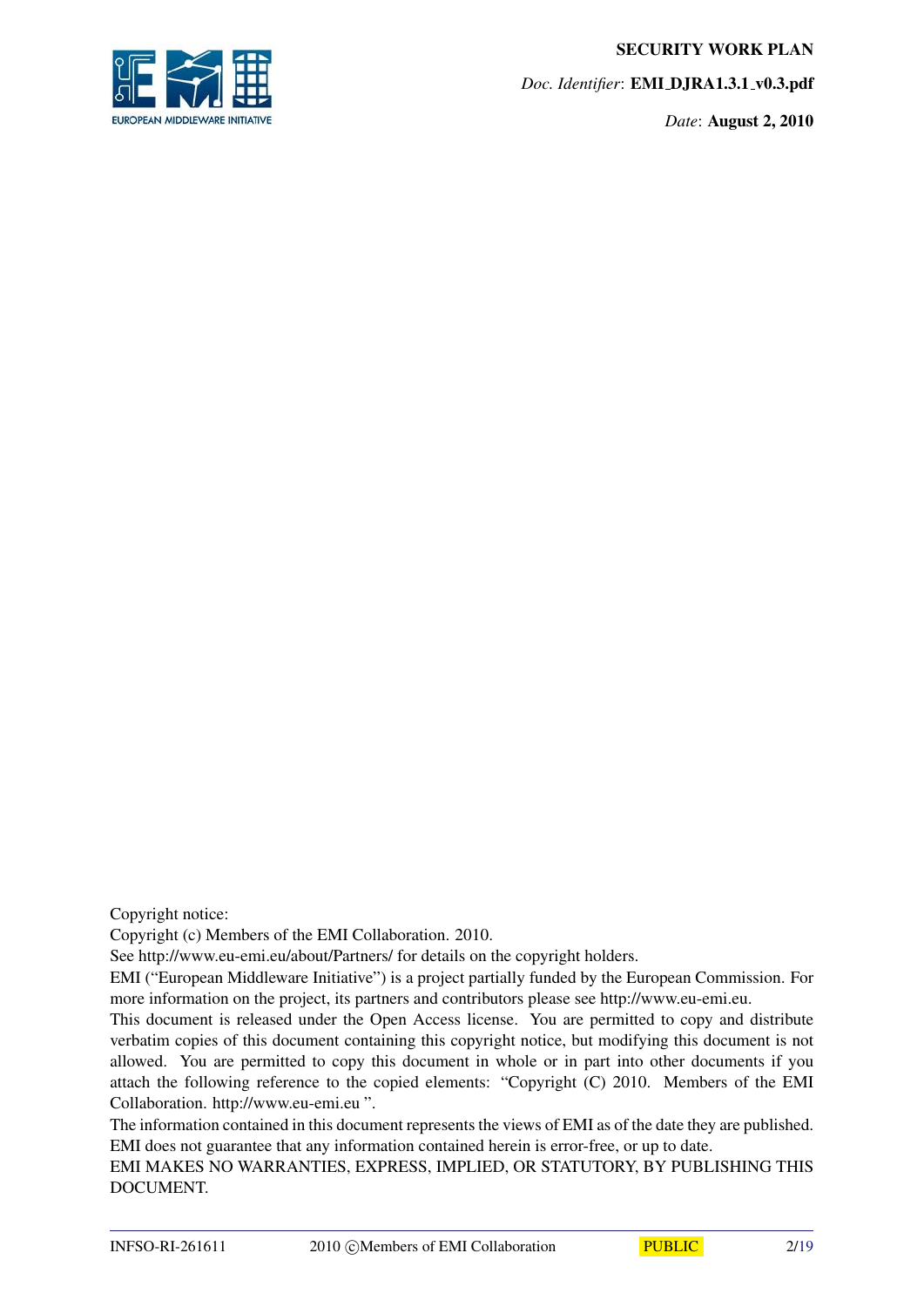Copyright notice:
Copyright (c) Members of the EMI Collaboration. 2010.
See http://www.eu-emi.eu/about/Partners/ for details on the copyright holders.
EMI ("European Middleware Initiative") is a project partially funded by the European Commission. For more information on the project, its partners and contributors please see http://www.eu-emi.eu.
This document is released under the Open Access license. You are permitted to copy and distribute verbatim copies of this document containing this copyright notice, but modifying this document is not allowed. You are permitted to copy this document in whole or in part into other documents if you attach the following reference to the copied elements: "Copyright (C) 2010. Members of the EMI Collaboration. http://www.eu-emi.eu ".
The information contained in this document represents the views of EMI as of the date they are published. EMI does not guarantee that any information contained herein is error-free, or up to date.
EMI MAKES NO WARRANTIES, EXPRESS, IMPLIED, OR STATUTORY, BY PUBLISHING THIS DOCUMENT.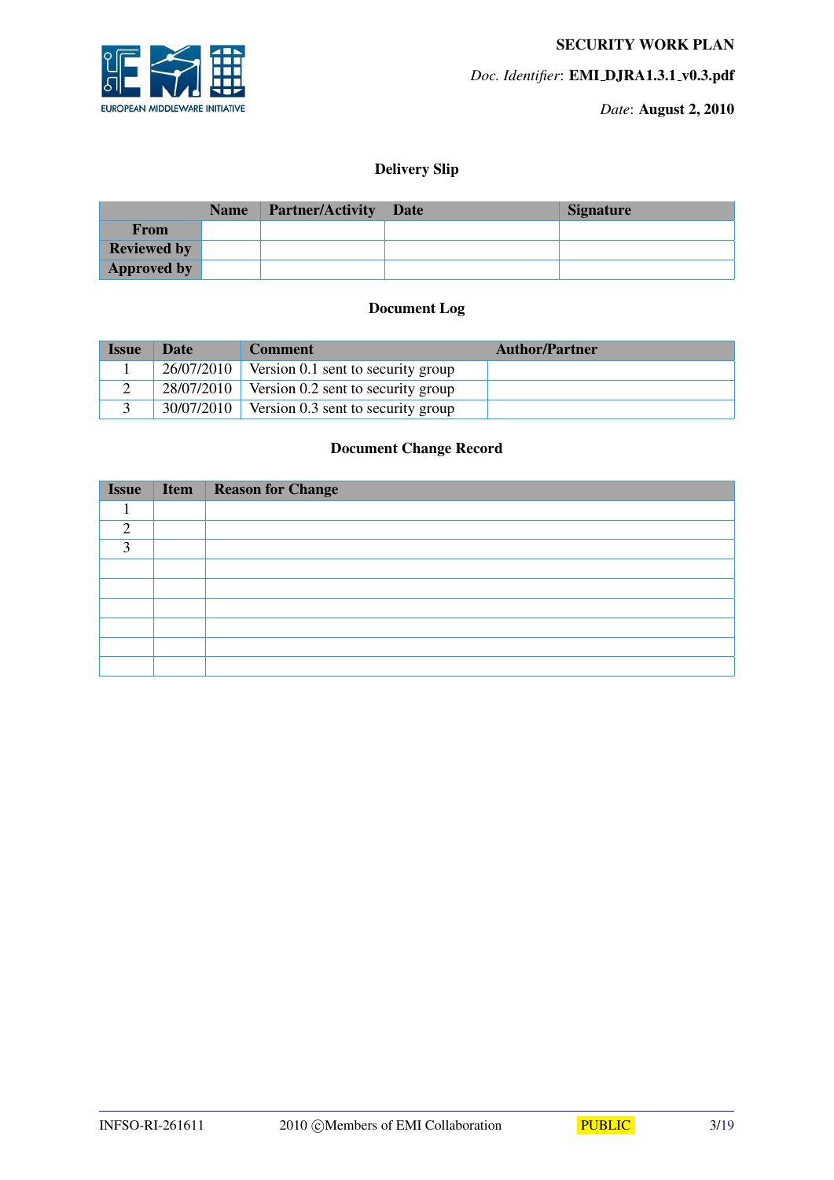### Delivery Slip

| | Name | Partner/Activity | Date | Signature |
|---|---|---|---|---|
| From | | | | |
| Reviewed by | | | | |
| Approved by | | | | |

### Document Log

| Issue | Date | Comment | Author/Partner |
|---|---|---|---|
| 1 | 26/07/2010 | Version 0.1 sent to security group | |
| 2 | 28/07/2010 | Version 0.2 sent to security group | |
| 3 | 30/07/2010 | Version 0.3 sent to security group | |

### Document Change Record

| Issue | Item | Reason for Change |
|---|---|---|
| 1 | | |
| 2 | | |
| 3 | | |
| | | |
| | | |
| | | |
| | | |
| | | |
| | | |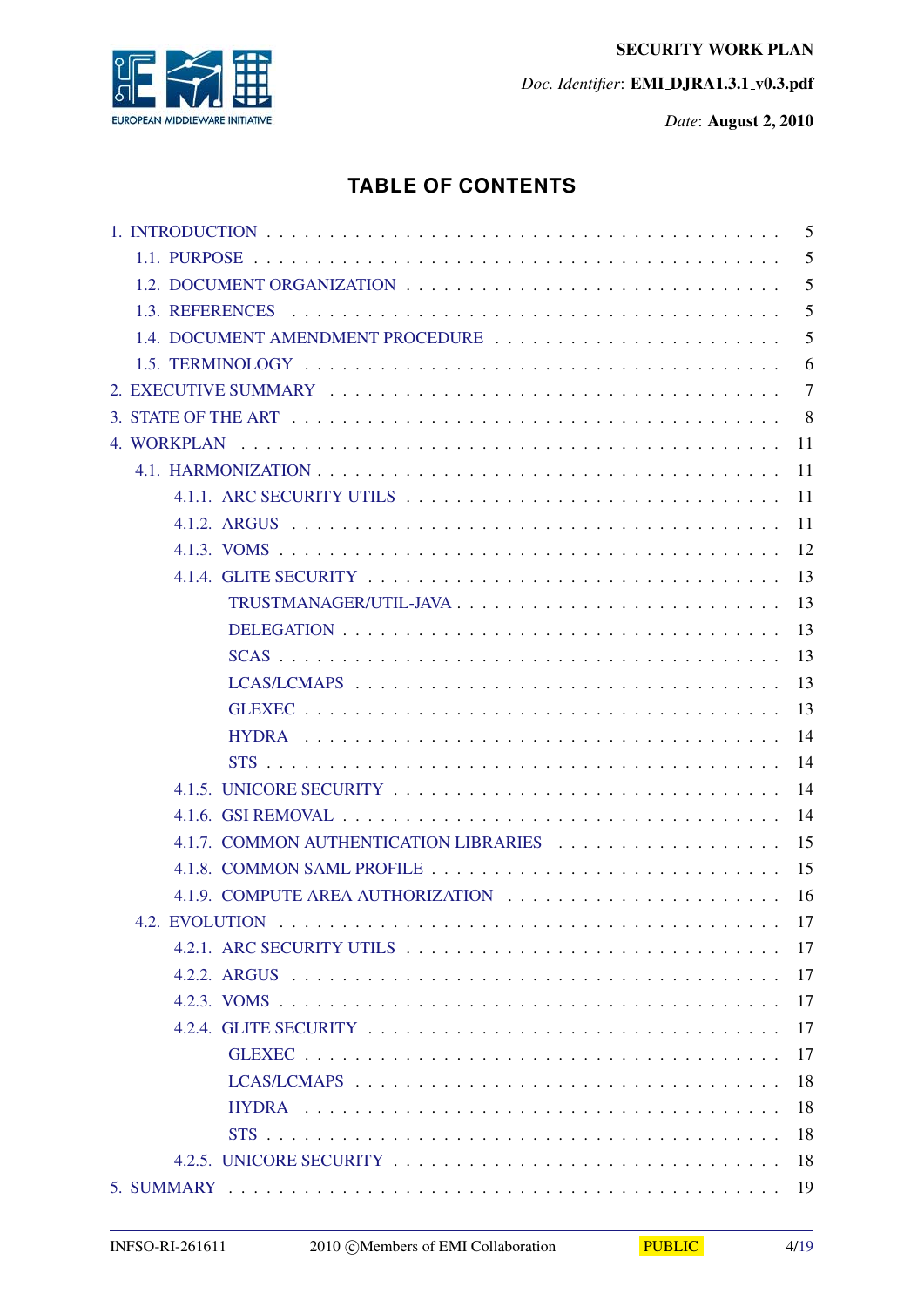# TABLE OF CONTENTS

1. INTRODUCTION . . . . . 5
   - 1.1. PURPOSE . . . . . 5
   - 1.2. DOCUMENT ORGANIZATION . . . . . 5
   - 1.3. REFERENCES . . . . . 5
   - 1.4. DOCUMENT AMENDMENT PROCEDURE . . . . . 5
   - 1.5. TERMINOLOGY . . . . . 6
2. EXECUTIVE SUMMARY . . . . . 7
3. STATE OF THE ART . . . . . 8
4. WORKPLAN . . . . . 11
   - 4.1. HARMONIZATION . . . . . 11
     - 4.1.1. ARC SECURITY UTILS . . . . . 11
     - 4.1.2. ARGUS . . . . . 11
     - 4.1.3. VOMS . . . . . 12
     - 4.1.4. GLITE SECURITY . . . . . 13
       - TRUSTMANAGER/UTIL-JAVA . . . . . 13
       - DELEGATION . . . . . 13
       - SCAS . . . . . 13
       - LCAS/LCMAPS . . . . . 13
       - GLEXEC . . . . . 13
       - HYDRA . . . . . 14
       - STS . . . . . 14
     - 4.1.5. UNICORE SECURITY . . . . . 14
     - 4.1.6. GSI REMOVAL . . . . . 14
     - 4.1.7. COMMON AUTHENTICATION LIBRARIES . . . . . 15
     - 4.1.8. COMMON SAML PROFILE . . . . . 15
     - 4.1.9. COMPUTE AREA AUTHORIZATION . . . . . 16
   - 4.2. EVOLUTION . . . . . 17
     - 4.2.1. ARC SECURITY UTILS . . . . . 17
     - 4.2.2. ARGUS . . . . . 17
     - 4.2.3. VOMS . . . . . 17
     - 4.2.4. GLITE SECURITY . . . . . 17
       - GLEXEC . . . . . 17
       - LCAS/LCMAPS . . . . . 18
       - HYDRA . . . . . 18
       - STS . . . . . 18
     - 4.2.5. UNICORE SECURITY . . . . . 18
5. SUMMARY . . . . . 19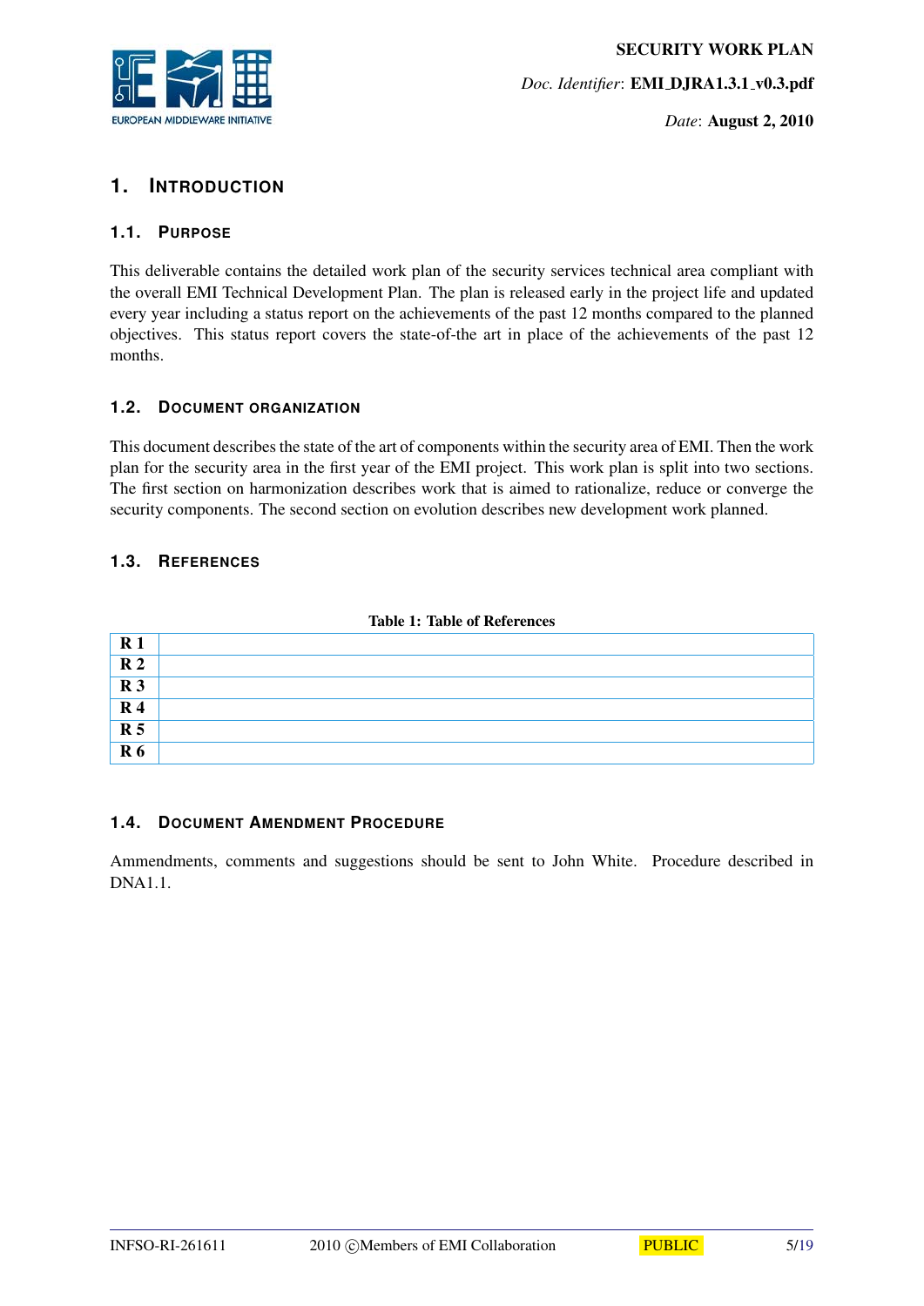# 1. INTRODUCTION

## 1.1. PURPOSE

This deliverable contains the detailed work plan of the security services technical area compliant with the overall EMI Technical Development Plan. The plan is released early in the project life and updated every year including a status report on the achievements of the past 12 months compared to the planned objectives. This status report covers the state-of-the art in place of the achievements of the past 12 months.

## 1.2. DOCUMENT ORGANIZATION

This document describes the state of the art of components within the security area of EMI. Then the work plan for the security area in the first year of the EMI project. This work plan is split into two sections. The first section on harmonization describes work that is aimed to rationalize, reduce or converge the security components. The second section on evolution describes new development work planned.

## 1.3. REFERENCES

**Table 1: Table of References**

| | |
|---|---|
| **R 1** | |
| **R 2** | |
| **R 3** | |
| **R 4** | |
| **R 5** | |
| **R 6** | |

## 1.4. DOCUMENT AMENDMENT PROCEDURE

Ammendments, comments and suggestions should be sent to John White. Procedure described in DNA1.1.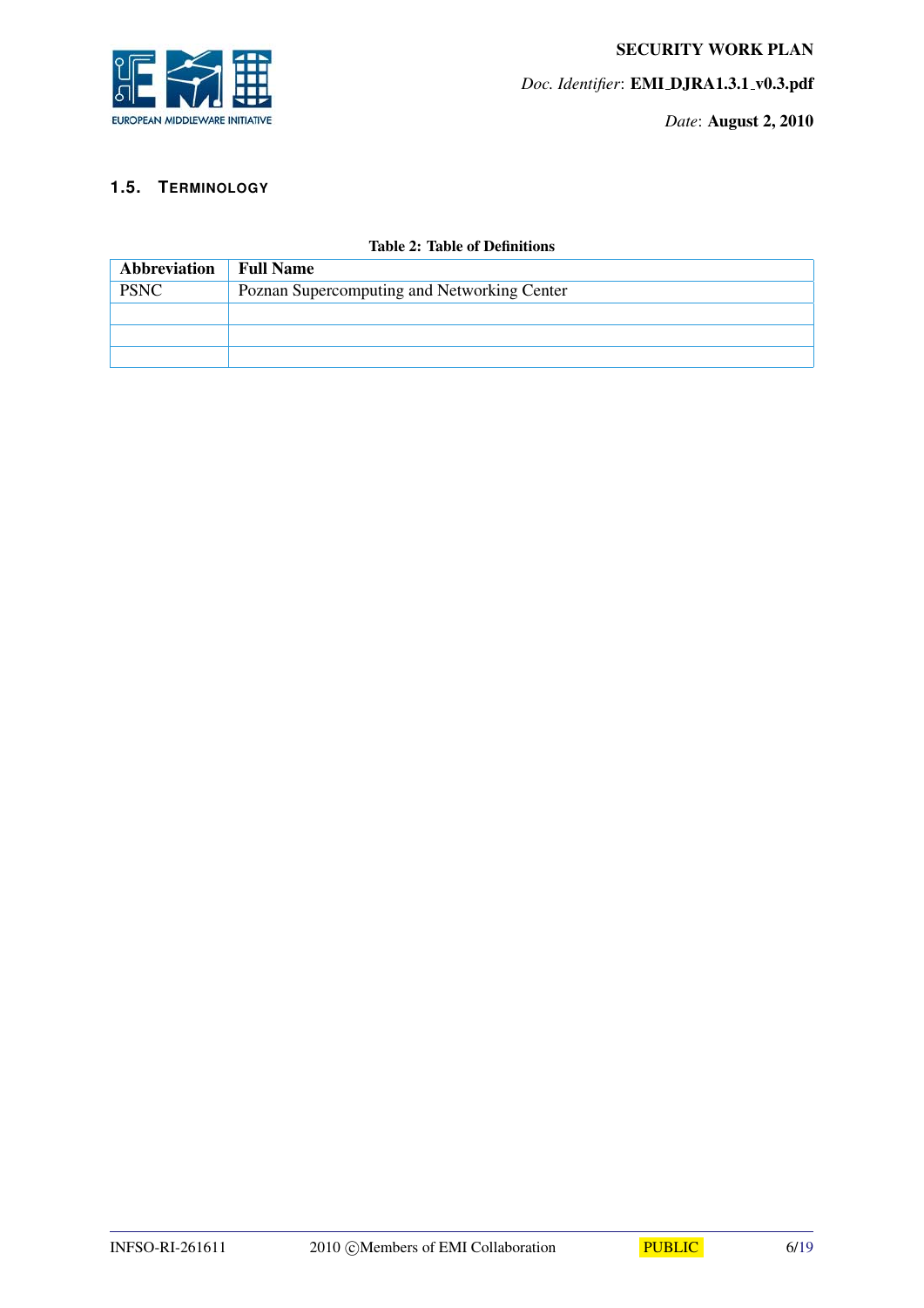### 1.5. TERMINOLOGY

**Table 2: Table of Definitions**

| Abbreviation | Full Name |
|---|---|
| PSNC | Poznan Supercomputing and Networking Center |
| | |
| | |
| | |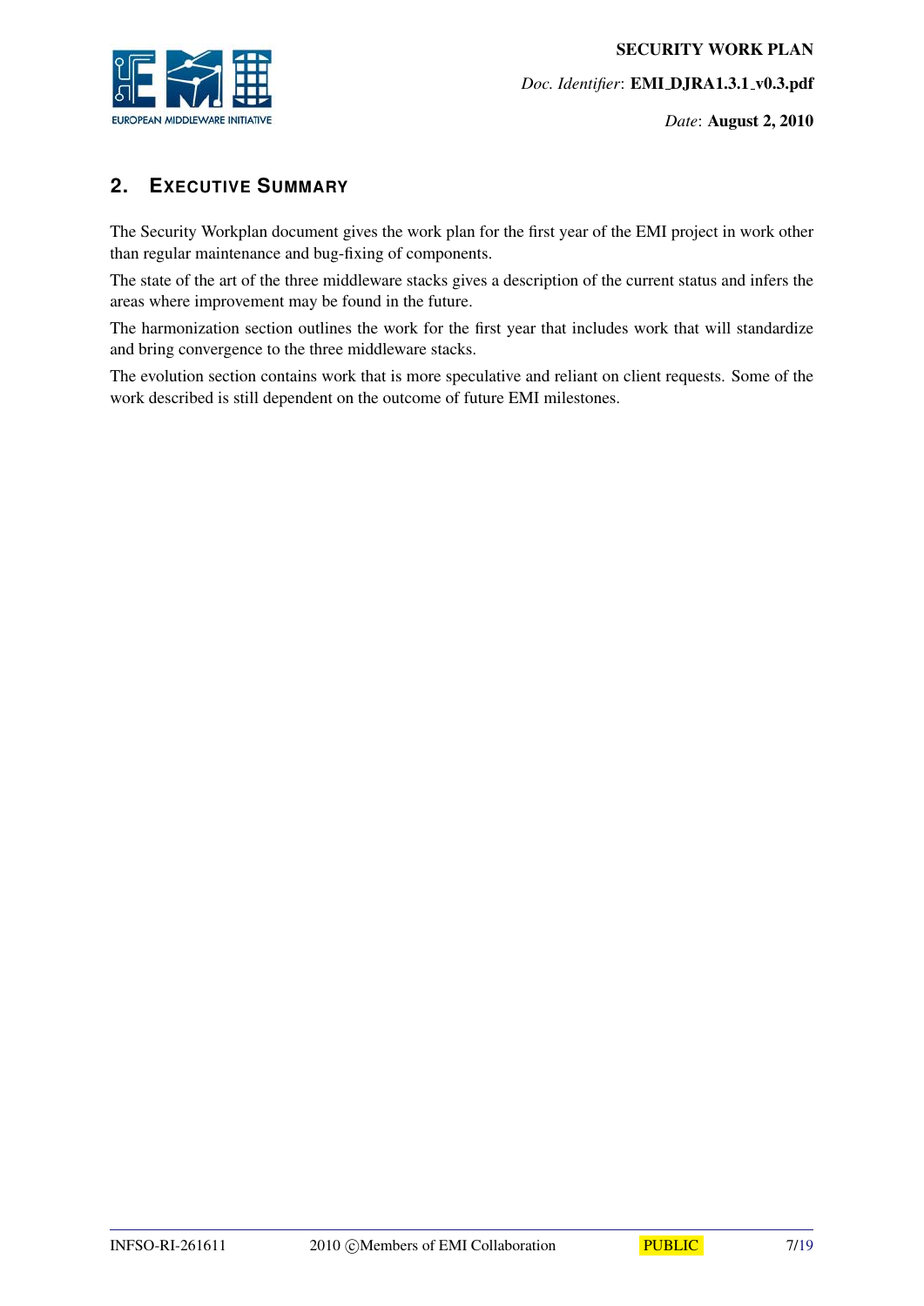## 2. EXECUTIVE SUMMARY

The Security Workplan document gives the work plan for the first year of the EMI project in work other than regular maintenance and bug-fixing of components.

The state of the art of the three middleware stacks gives a description of the current status and infers the areas where improvement may be found in the future.

The harmonization section outlines the work for the first year that includes work that will standardize and bring convergence to the three middleware stacks.

The evolution section contains work that is more speculative and reliant on client requests. Some of the work described is still dependent on the outcome of future EMI milestones.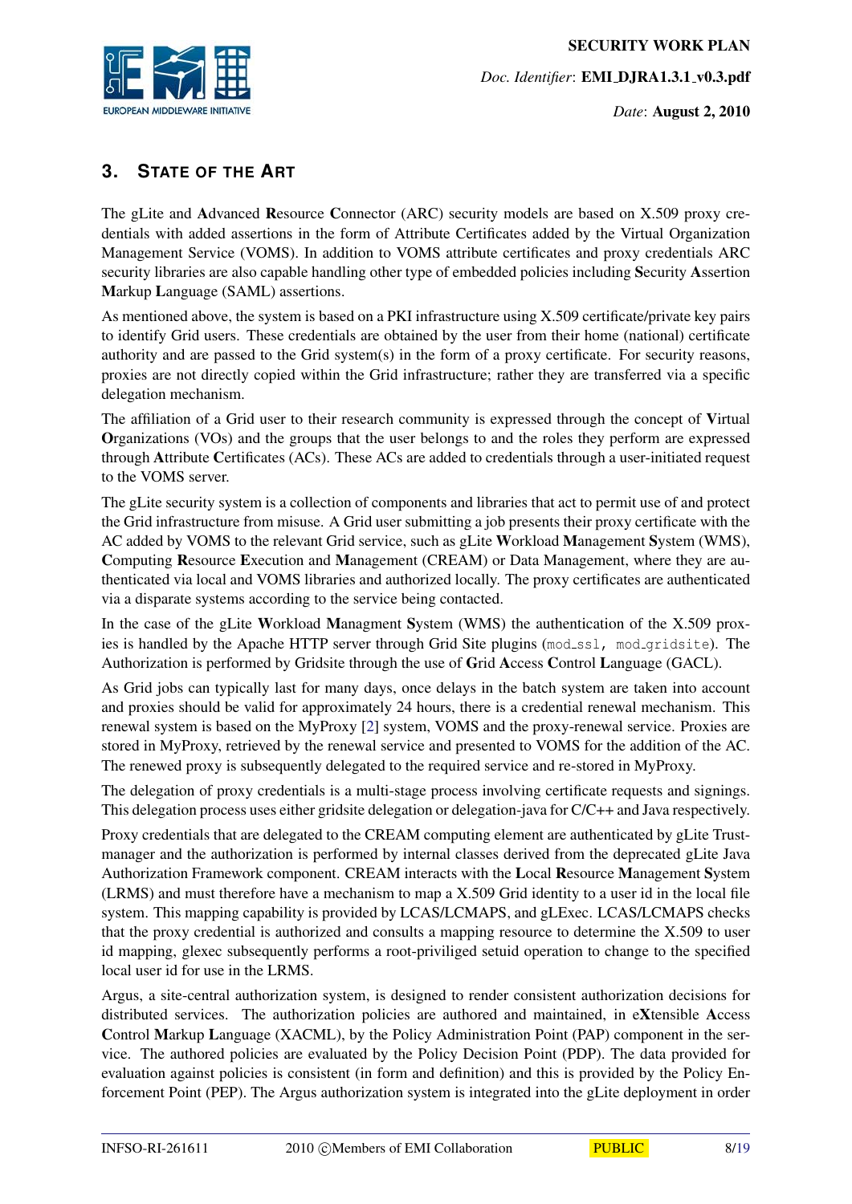# 3. STATE OF THE ART

The gLite and **A**dvanced **R**esource **C**onnector (ARC) security models are based on X.509 proxy credentials with added assertions in the form of Attribute Certificates added by the Virtual Organization Management Service (VOMS). In addition to VOMS attribute certificates and proxy credentials ARC security libraries are also capable handling other type of embedded policies including **S**ecurity **A**ssertion **M**arkup **L**anguage (SAML) assertions.

As mentioned above, the system is based on a PKI infrastructure using X.509 certificate/private key pairs to identify Grid users. These credentials are obtained by the user from their home (national) certificate authority and are passed to the Grid system(s) in the form of a proxy certificate. For security reasons, proxies are not directly copied within the Grid infrastructure; rather they are transferred via a specific delegation mechanism.

The affiliation of a Grid user to their research community is expressed through the concept of **V**irtual **O**rganizations (VOs) and the groups that the user belongs to and the roles they perform are expressed through **A**ttribute **C**ertificates (ACs). These ACs are added to credentials through a user-initiated request to the VOMS server.

The gLite security system is a collection of components and libraries that act to permit use of and protect the Grid infrastructure from misuse. A Grid user submitting a job presents their proxy certificate with the AC added by VOMS to the relevant Grid service, such as gLite **W**orkload **M**anagement **S**ystem (WMS), **C**omputing **R**esource **E**xecution and **M**anagement (CREAM) or Data Management, where they are authenticated via local and VOMS libraries and authorized locally. The proxy certificates are authenticated via a disparate systems according to the service being contacted.

In the case of the gLite **W**orkload **M**anagment **S**ystem (WMS) the authentication of the X.509 proxies is handled by the Apache HTTP server through Grid Site plugins (`mod_ssl, mod_gridsite`). The Authorization is performed by Gridsite through the use of **G**rid **A**ccess **C**ontrol **L**anguage (GACL).

As Grid jobs can typically last for many days, once delays in the batch system are taken into account and proxies should be valid for approximately 24 hours, there is a credential renewal mechanism. This renewal system is based on the MyProxy [2] system, VOMS and the proxy-renewal service. Proxies are stored in MyProxy, retrieved by the renewal service and presented to VOMS for the addition of the AC. The renewed proxy is subsequently delegated to the required service and re-stored in MyProxy.

The delegation of proxy credentials is a multi-stage process involving certificate requests and signings. This delegation process uses either gridsite delegation or delegation-java for C/C++ and Java respectively.

Proxy credentials that are delegated to the CREAM computing element are authenticated by gLite Trustmanager and the authorization is performed by internal classes derived from the deprecated gLite Java Authorization Framework component. CREAM interacts with the **L**ocal **R**esource **M**anagement **S**ystem (LRMS) and must therefore have a mechanism to map a X.509 Grid identity to a user id in the local file system. This mapping capability is provided by LCAS/LCMAPS, and gLExec. LCAS/LCMAPS checks that the proxy credential is authorized and consults a mapping resource to determine the X.509 to user id mapping, glexec subsequently performs a root-priviliged setuid operation to change to the specified local user id for use in the LRMS.

Argus, a site-central authorization system, is designed to render consistent authorization decisions for distributed services. The authorization policies are authored and maintained, in e**X**tensible **A**ccess **C**ontrol **M**arkup **L**anguage (XACML), by the Policy Administration Point (PAP) component in the service. The authored policies are evaluated by the Policy Decision Point (PDP). The data provided for evaluation against policies is consistent (in form and definition) and this is provided by the Policy Enforcement Point (PEP). The Argus authorization system is integrated into the gLite deployment in order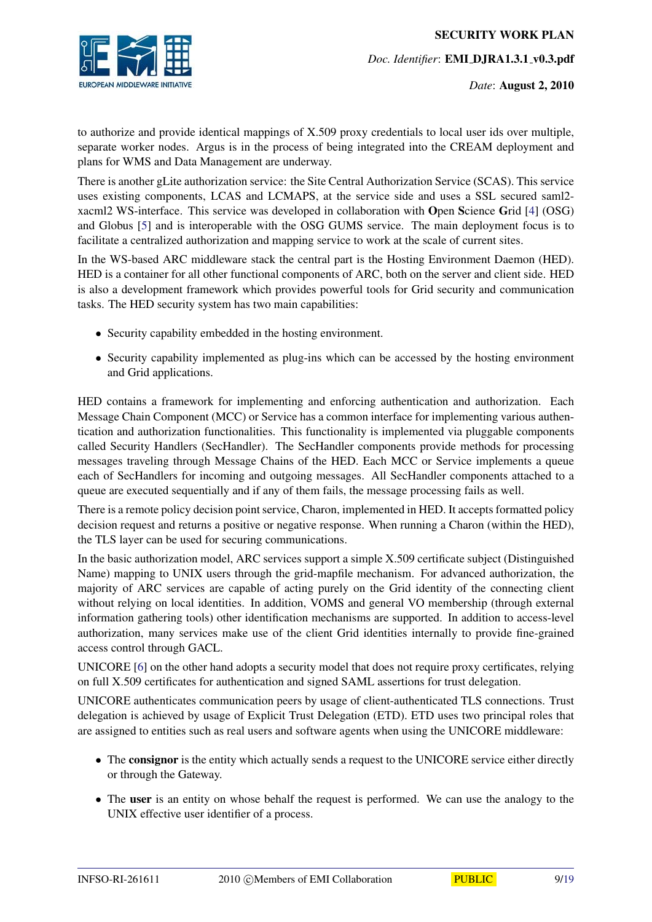to authorize and provide identical mappings of X.509 proxy credentials to local user ids over multiple, separate worker nodes. Argus is in the process of being integrated into the CREAM deployment and plans for WMS and Data Management are underway.

There is another gLite authorization service: the Site Central Authorization Service (SCAS). This service uses existing components, LCAS and LCMAPS, at the service side and uses a SSL secured saml2-xacml2 WS-interface. This service was developed in collaboration with **O**pen **S**cience **G**rid [4] (OSG) and Globus [5] and is interoperable with the OSG GUMS service. The main deployment focus is to facilitate a centralized authorization and mapping service to work at the scale of current sites.

In the WS-based ARC middleware stack the central part is the Hosting Environment Daemon (HED). HED is a container for all other functional components of ARC, both on the server and client side. HED is also a development framework which provides powerful tools for Grid security and communication tasks. The HED security system has two main capabilities:

- Security capability embedded in the hosting environment.
- Security capability implemented as plug-ins which can be accessed by the hosting environment and Grid applications.

HED contains a framework for implementing and enforcing authentication and authorization. Each Message Chain Component (MCC) or Service has a common interface for implementing various authentication and authorization functionalities. This functionality is implemented via pluggable components called Security Handlers (SecHandler). The SecHandler components provide methods for processing messages traveling through Message Chains of the HED. Each MCC or Service implements a queue each of SecHandlers for incoming and outgoing messages. All SecHandler components attached to a queue are executed sequentially and if any of them fails, the message processing fails as well.

There is a remote policy decision point service, Charon, implemented in HED. It accepts formatted policy decision request and returns a positive or negative response. When running a Charon (within the HED), the TLS layer can be used for securing communications.

In the basic authorization model, ARC services support a simple X.509 certificate subject (Distinguished Name) mapping to UNIX users through the grid-mapfile mechanism. For advanced authorization, the majority of ARC services are capable of acting purely on the Grid identity of the connecting client without relying on local identities. In addition, VOMS and general VO membership (through external information gathering tools) other identification mechanisms are supported. In addition to access-level authorization, many services make use of the client Grid identities internally to provide fine-grained access control through GACL.

UNICORE [6] on the other hand adopts a security model that does not require proxy certificates, relying on full X.509 certificates for authentication and signed SAML assertions for trust delegation.

UNICORE authenticates communication peers by usage of client-authenticated TLS connections. Trust delegation is achieved by usage of Explicit Trust Delegation (ETD). ETD uses two principal roles that are assigned to entities such as real users and software agents when using the UNICORE middleware:

- The **consignor** is the entity which actually sends a request to the UNICORE service either directly or through the Gateway.
- The **user** is an entity on whose behalf the request is performed. We can use the analogy to the UNIX effective user identifier of a process.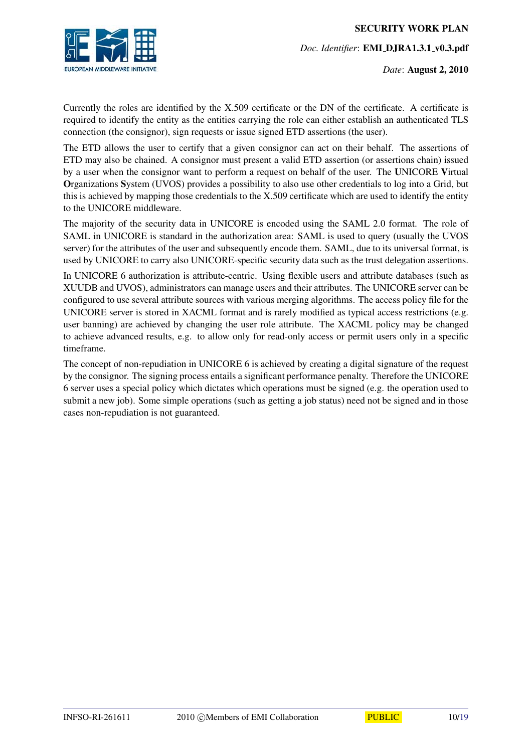Currently the roles are identified by the X.509 certificate or the DN of the certificate. A certificate is required to identify the entity as the entities carrying the role can either establish an authenticated TLS connection (the consignor), sign requests or issue signed ETD assertions (the user).

The ETD allows the user to certify that a given consignor can act on their behalf. The assertions of ETD may also be chained. A consignor must present a valid ETD assertion (or assertions chain) issued by a user when the consignor want to perform a request on behalf of the user. The **U**NICORE **V**irtual **O**rganizations **S**ystem (UVOS) provides a possibility to also use other credentials to log into a Grid, but this is achieved by mapping those credentials to the X.509 certificate which are used to identify the entity to the UNICORE middleware.

The majority of the security data in UNICORE is encoded using the SAML 2.0 format. The role of SAML in UNICORE is standard in the authorization area: SAML is used to query (usually the UVOS server) for the attributes of the user and subsequently encode them. SAML, due to its universal format, is used by UNICORE to carry also UNICORE-specific security data such as the trust delegation assertions.

In UNICORE 6 authorization is attribute-centric. Using flexible users and attribute databases (such as XUUDB and UVOS), administrators can manage users and their attributes. The UNICORE server can be configured to use several attribute sources with various merging algorithms. The access policy file for the UNICORE server is stored in XACML format and is rarely modified as typical access restrictions (e.g. user banning) are achieved by changing the user role attribute. The XACML policy may be changed to achieve advanced results, e.g. to allow only for read-only access or permit users only in a specific timeframe.

The concept of non-repudiation in UNICORE 6 is achieved by creating a digital signature of the request by the consignor. The signing process entails a significant performance penalty. Therefore the UNICORE 6 server uses a special policy which dictates which operations must be signed (e.g. the operation used to submit a new job). Some simple operations (such as getting a job status) need not be signed and in those cases non-repudiation is not guaranteed.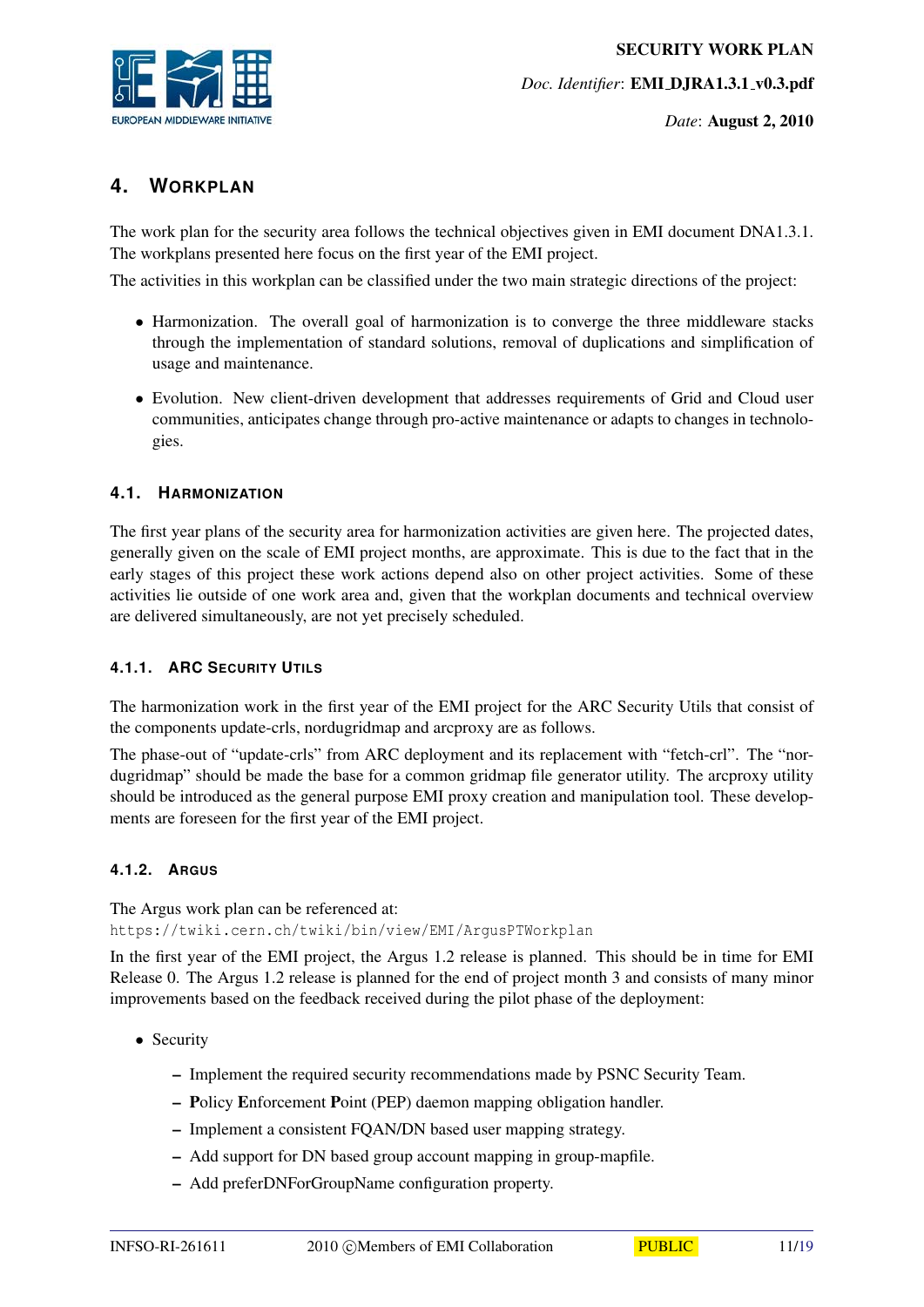# 4. WORKPLAN

The work plan for the security area follows the technical objectives given in EMI document DNA1.3.1. The workplans presented here focus on the first year of the EMI project.

The activities in this workplan can be classified under the two main strategic directions of the project:

- Harmonization. The overall goal of harmonization is to converge the three middleware stacks through the implementation of standard solutions, removal of duplications and simplification of usage and maintenance.
- Evolution. New client-driven development that addresses requirements of Grid and Cloud user communities, anticipates change through pro-active maintenance or adapts to changes in technologies.

## 4.1. HARMONIZATION

The first year plans of the security area for harmonization activities are given here. The projected dates, generally given on the scale of EMI project months, are approximate. This is due to the fact that in the early stages of this project these work actions depend also on other project activities. Some of these activities lie outside of one work area and, given that the workplan documents and technical overview are delivered simultaneously, are not yet precisely scheduled.

### 4.1.1. ARC SECURITY UTILS

The harmonization work in the first year of the EMI project for the ARC Security Utils that consist of the components update-crls, nordugridmap and arcproxy are as follows.

The phase-out of "update-crls" from ARC deployment and its replacement with "fetch-crl". The "nordugridmap" should be made the base for a common gridmap file generator utility. The arcproxy utility should be introduced as the general purpose EMI proxy creation and manipulation tool. These developments are foreseen for the first year of the EMI project.

### 4.1.2. ARGUS

The Argus work plan can be referenced at:
`https://twiki.cern.ch/twiki/bin/view/EMI/ArgusPTWorkplan`

In the first year of the EMI project, the Argus 1.2 release is planned. This should be in time for EMI Release 0. The Argus 1.2 release is planned for the end of project month 3 and consists of many minor improvements based on the feedback received during the pilot phase of the deployment:

- Security
  - Implement the required security recommendations made by PSNC Security Team.
  - **P**olicy **E**nforcement **P**oint (PEP) daemon mapping obligation handler.
  - Implement a consistent FQAN/DN based user mapping strategy.
  - Add support for DN based group account mapping in group-mapfile.
  - Add preferDNForGroupName configuration property.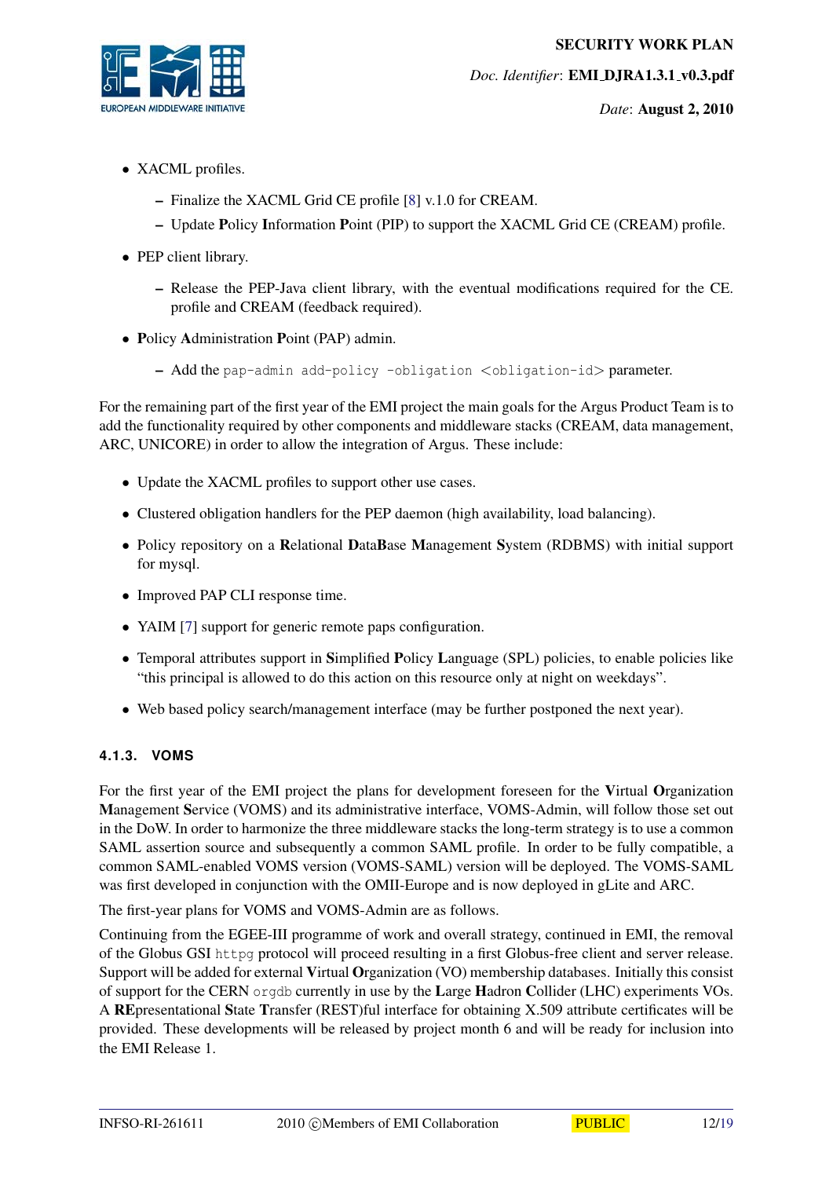- XACML profiles.
  - Finalize the XACML Grid CE profile [8] v.1.0 for CREAM.
  - Update **P**olicy **I**nformation **P**oint (PIP) to support the XACML Grid CE (CREAM) profile.
- PEP client library.
  - Release the PEP-Java client library, with the eventual modifications required for the CE. profile and CREAM (feedback required).
- **P**olicy **A**dministration **P**oint (PAP) admin.
  - Add the `pap-admin add-policy -obligation <obligation-id>` parameter.

For the remaining part of the first year of the EMI project the main goals for the Argus Product Team is to add the functionality required by other components and middleware stacks (CREAM, data management, ARC, UNICORE) in order to allow the integration of Argus. These include:

- Update the XACML profiles to support other use cases.
- Clustered obligation handlers for the PEP daemon (high availability, load balancing).
- Policy repository on a **R**elational **D**ata**B**ase **M**anagement **S**ystem (RDBMS) with initial support for mysql.
- Improved PAP CLI response time.
- YAIM [7] support for generic remote paps configuration.
- Temporal attributes support in **S**implified **P**olicy **L**anguage (SPL) policies, to enable policies like "this principal is allowed to do this action on this resource only at night on weekdays".
- Web based policy search/management interface (may be further postponed the next year).

#### 4.1.3. VOMS

For the first year of the EMI project the plans for development foreseen for the **V**irtual **O**rganization **M**anagement **S**ervice (VOMS) and its administrative interface, VOMS-Admin, will follow those set out in the DoW. In order to harmonize the three middleware stacks the long-term strategy is to use a common SAML assertion source and subsequently a common SAML profile. In order to be fully compatible, a common SAML-enabled VOMS version (VOMS-SAML) version will be deployed. The VOMS-SAML was first developed in conjunction with the OMII-Europe and is now deployed in gLite and ARC.

The first-year plans for VOMS and VOMS-Admin are as follows.

Continuing from the EGEE-III programme of work and overall strategy, continued in EMI, the removal of the Globus GSI `httpg` protocol will proceed resulting in a first Globus-free client and server release. Support will be added for external **V**irtual **O**rganization (VO) membership databases. Initially this consist of support for the CERN `orgdb` currently in use by the **L**arge **H**adron **C**ollider (LHC) experiments VOs. A **RE**presentational **S**tate **T**ransfer (REST)ful interface for obtaining X.509 attribute certificates will be provided. These developments will be released by project month 6 and will be ready for inclusion into the EMI Release 1.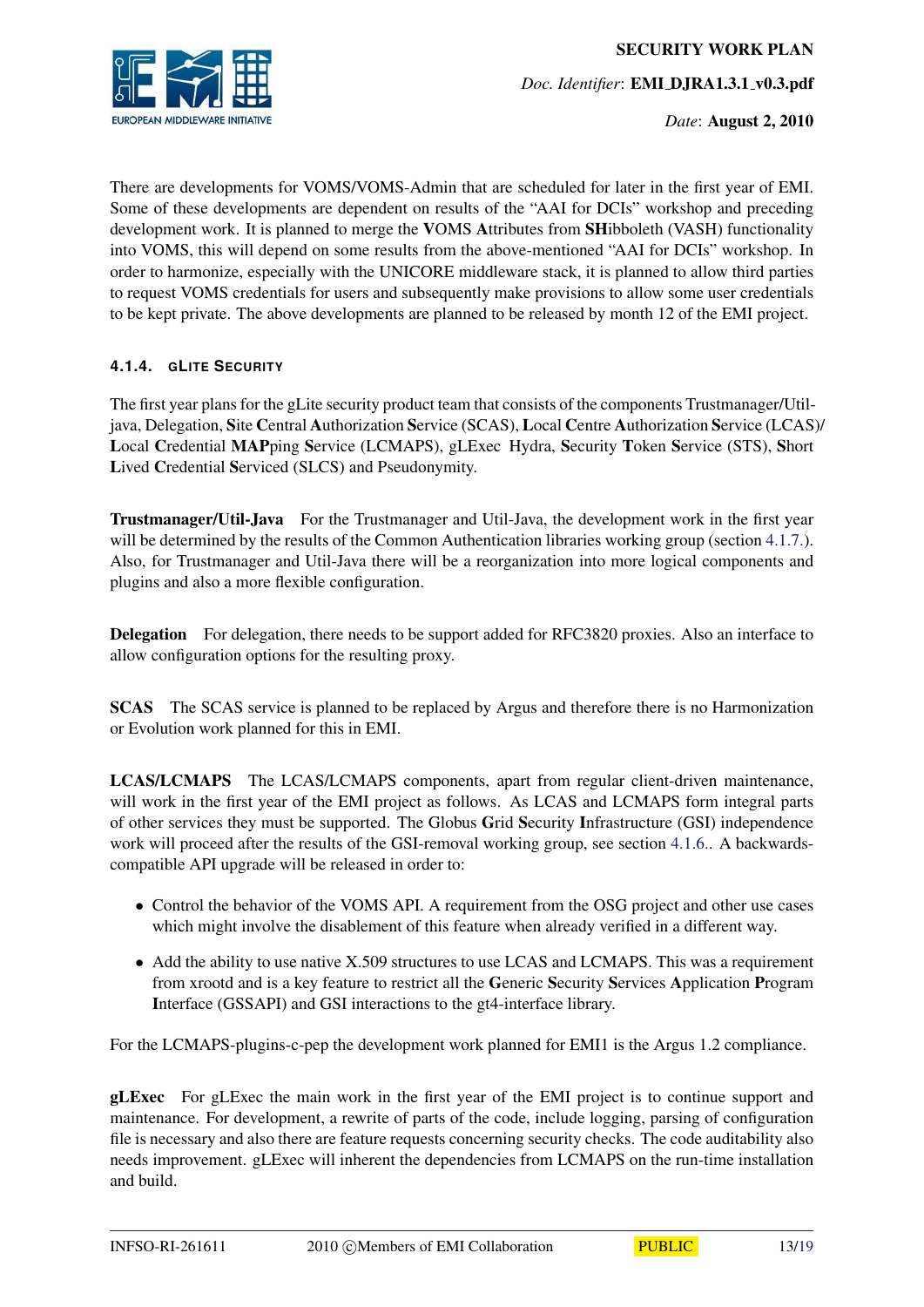There are developments for VOMS/VOMS-Admin that are scheduled for later in the first year of EMI. Some of these developments are dependent on results of the "AAI for DCIs" workshop and preceding development work. It is planned to merge the **V**OMS **A**ttributes from **SH**ibboleth (VASH) functionality into VOMS, this will depend on some results from the above-mentioned "AAI for DCIs" workshop. In order to harmonize, especially with the UNICORE middleware stack, it is planned to allow third parties to request VOMS credentials for users and subsequently make provisions to allow some user credentials to be kept private. The above developments are planned to be released by month 12 of the EMI project.

#### 4.1.4. GLITE SECURITY

The first year plans for the gLite security product team that consists of the components Trustmanager/Util-java, Delegation, **S**ite **C**entral **A**uthorization **S**ervice (SCAS), **L**ocal **C**entre **A**uthorization **S**ervice (LCAS)/ **L**ocal **C**redential **MAP**ping **S**ervice (LCMAPS), gLExec Hydra, **S**ecurity **T**oken **S**ervice (STS), **S**hort **L**ived **C**redential **S**erviced (SLCS) and Pseudonymity.

**Trustmanager/Util-Java** For the Trustmanager and Util-Java, the development work in the first year will be determined by the results of the Common Authentication libraries working group (section 4.1.7.). Also, for Trustmanager and Util-Java there will be a reorganization into more logical components and plugins and also a more flexible configuration.

**Delegation** For delegation, there needs to be support added for RFC3820 proxies. Also an interface to allow configuration options for the resulting proxy.

**SCAS** The SCAS service is planned to be replaced by Argus and therefore there is no Harmonization or Evolution work planned for this in EMI.

**LCAS/LCMAPS** The LCAS/LCMAPS components, apart from regular client-driven maintenance, will work in the first year of the EMI project as follows. As LCAS and LCMAPS form integral parts of other services they must be supported. The Globus **G**rid **S**ecurity **I**nfrastructure (GSI) independence work will proceed after the results of the GSI-removal working group, see section 4.1.6.. A backwards-compatible API upgrade will be released in order to:

- Control the behavior of the VOMS API. A requirement from the OSG project and other use cases which might involve the disablement of this feature when already verified in a different way.
- Add the ability to use native X.509 structures to use LCAS and LCMAPS. This was a requirement from xrootd and is a key feature to restrict all the **G**eneric **S**ecurity **S**ervices **A**pplication **P**rogram **I**nterface (GSSAPI) and GSI interactions to the gt4-interface library.

For the LCMAPS-plugins-c-pep the development work planned for EMI1 is the Argus 1.2 compliance.

**gLExec** For gLExec the main work in the first year of the EMI project is to continue support and maintenance. For development, a rewrite of parts of the code, include logging, parsing of configuration file is necessary and also there are feature requests concerning security checks. The code auditability also needs improvement. gLExec will inherent the dependencies from LCMAPS on the run-time installation and build.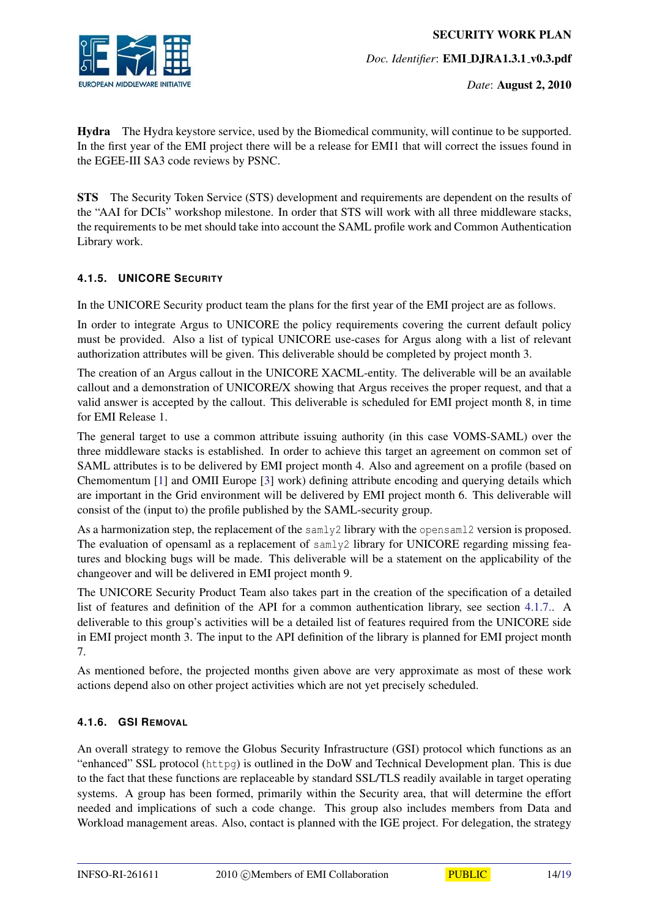**Hydra** The Hydra keystore service, used by the Biomedical community, will continue to be supported. In the first year of the EMI project there will be a release for EMI1 that will correct the issues found in the EGEE-III SA3 code reviews by PSNC.

**STS** The Security Token Service (STS) development and requirements are dependent on the results of the "AAI for DCIs" workshop milestone. In order that STS will work with all three middleware stacks, the requirements to be met should take into account the SAML profile work and Common Authentication Library work.

#### 4.1.5. UNICORE SECURITY

In the UNICORE Security product team the plans for the first year of the EMI project are as follows.

In order to integrate Argus to UNICORE the policy requirements covering the current default policy must be provided. Also a list of typical UNICORE use-cases for Argus along with a list of relevant authorization attributes will be given. This deliverable should be completed by project month 3.

The creation of an Argus callout in the UNICORE XACML-entity. The deliverable will be an available callout and a demonstration of UNICORE/X showing that Argus receives the proper request, and that a valid answer is accepted by the callout. This deliverable is scheduled for EMI project month 8, in time for EMI Release 1.

The general target to use a common attribute issuing authority (in this case VOMS-SAML) over the three middleware stacks is established. In order to achieve this target an agreement on common set of SAML attributes is to be delivered by EMI project month 4. Also and agreement on a profile (based on Chemomentum [1] and OMII Europe [3] work) defining attribute encoding and querying details which are important in the Grid environment will be delivered by EMI project month 6. This deliverable will consist of the (input to) the profile published by the SAML-security group.

As a harmonization step, the replacement of the `samly2` library with the `opensaml2` version is proposed. The evaluation of opensaml as a replacement of `samly2` library for UNICORE regarding missing features and blocking bugs will be made. This deliverable will be a statement on the applicability of the changeover and will be delivered in EMI project month 9.

The UNICORE Security Product Team also takes part in the creation of the specification of a detailed list of features and definition of the API for a common authentication library, see section 4.1.7.. A deliverable to this group's activities will be a detailed list of features required from the UNICORE side in EMI project month 3. The input to the API definition of the library is planned for EMI project month 7.

As mentioned before, the projected months given above are very approximate as most of these work actions depend also on other project activities which are not yet precisely scheduled.

#### 4.1.6. GSI REMOVAL

An overall strategy to remove the Globus Security Infrastructure (GSI) protocol which functions as an "enhanced" SSL protocol (`httpg`) is outlined in the DoW and Technical Development plan. This is due to the fact that these functions are replaceable by standard SSL/TLS readily available in target operating systems. A group has been formed, primarily within the Security area, that will determine the effort needed and implications of such a code change. This group also includes members from Data and Workload management areas. Also, contact is planned with the IGE project. For delegation, the strategy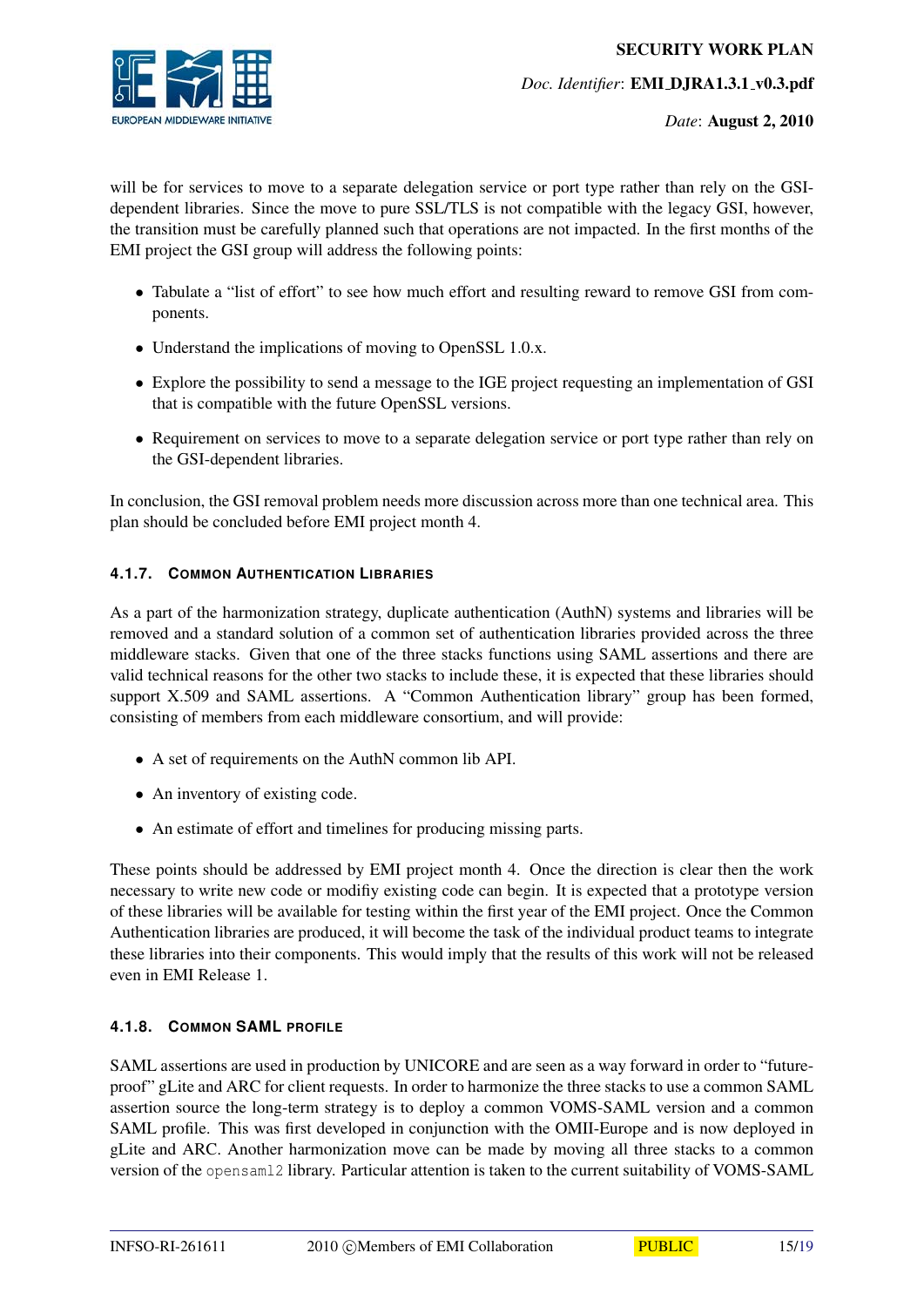will be for services to move to a separate delegation service or port type rather than rely on the GSI-dependent libraries. Since the move to pure SSL/TLS is not compatible with the legacy GSI, however, the transition must be carefully planned such that operations are not impacted. In the first months of the EMI project the GSI group will address the following points:

- Tabulate a "list of effort" to see how much effort and resulting reward to remove GSI from components.
- Understand the implications of moving to OpenSSL 1.0.x.
- Explore the possibility to send a message to the IGE project requesting an implementation of GSI that is compatible with the future OpenSSL versions.
- Requirement on services to move to a separate delegation service or port type rather than rely on the GSI-dependent libraries.

In conclusion, the GSI removal problem needs more discussion across more than one technical area. This plan should be concluded before EMI project month 4.

#### 4.1.7. COMMON AUTHENTICATION LIBRARIES

As a part of the harmonization strategy, duplicate authentication (AuthN) systems and libraries will be removed and a standard solution of a common set of authentication libraries provided across the three middleware stacks. Given that one of the three stacks functions using SAML assertions and there are valid technical reasons for the other two stacks to include these, it is expected that these libraries should support X.509 and SAML assertions. A "Common Authentication library" group has been formed, consisting of members from each middleware consortium, and will provide:

- A set of requirements on the AuthN common lib API.
- An inventory of existing code.
- An estimate of effort and timelines for producing missing parts.

These points should be addressed by EMI project month 4. Once the direction is clear then the work necessary to write new code or modifiy existing code can begin. It is expected that a prototype version of these libraries will be available for testing within the first year of the EMI project. Once the Common Authentication libraries are produced, it will become the task of the individual product teams to integrate these libraries into their components. This would imply that the results of this work will not be released even in EMI Release 1.

#### 4.1.8. COMMON SAML PROFILE

SAML assertions are used in production by UNICORE and are seen as a way forward in order to "future-proof" gLite and ARC for client requests. In order to harmonize the three stacks to use a common SAML assertion source the long-term strategy is to deploy a common VOMS-SAML version and a common SAML profile. This was first developed in conjunction with the OMII-Europe and is now deployed in gLite and ARC. Another harmonization move can be made by moving all three stacks to a common version of the `opensaml2` library. Particular attention is taken to the current suitability of VOMS-SAML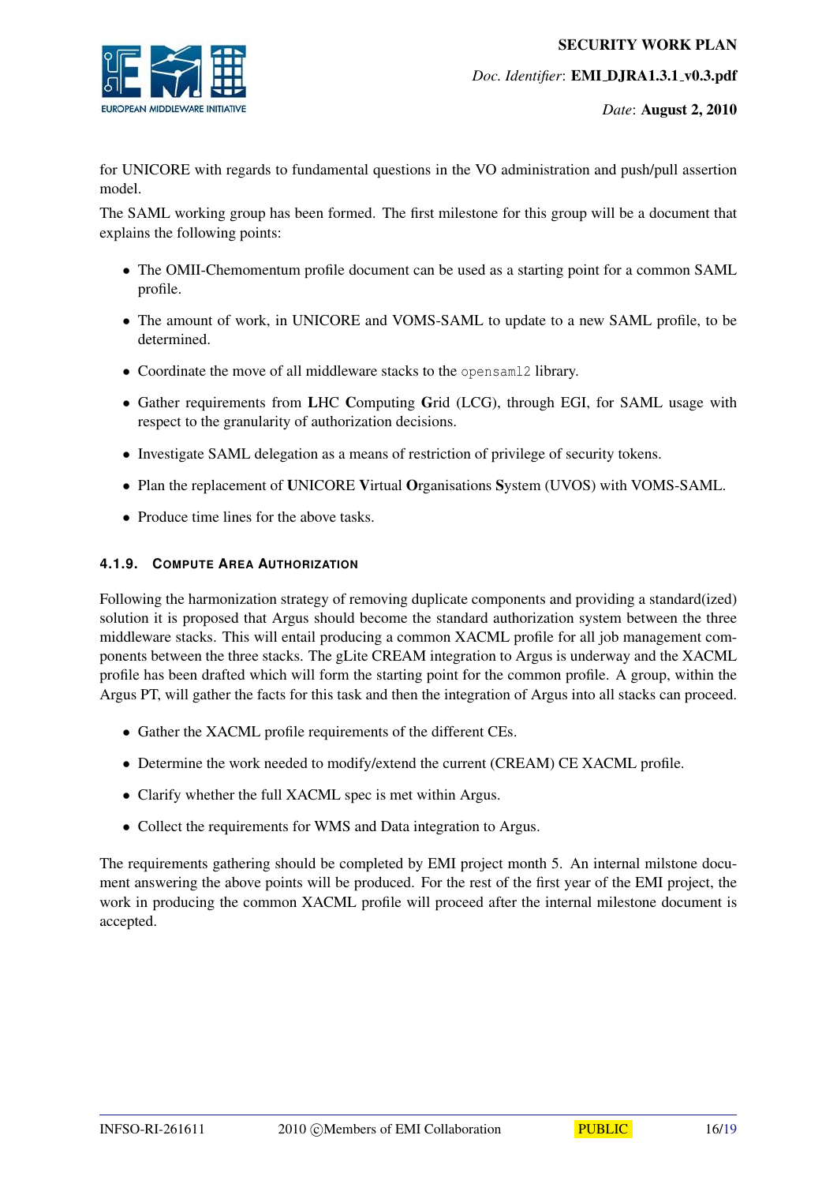for UNICORE with regards to fundamental questions in the VO administration and push/pull assertion model.

The SAML working group has been formed. The first milestone for this group will be a document that explains the following points:

- The OMII-Chemomentum profile document can be used as a starting point for a common SAML profile.
- The amount of work, in UNICORE and VOMS-SAML to update to a new SAML profile, to be determined.
- Coordinate the move of all middleware stacks to the `opensaml2` library.
- Gather requirements from **L**HC **C**omputing **G**rid (LCG), through EGI, for SAML usage with respect to the granularity of authorization decisions.
- Investigate SAML delegation as a means of restriction of privilege of security tokens.
- Plan the replacement of **U**NICORE **V**irtual **O**rganisations **S**ystem (UVOS) with VOMS-SAML.
- Produce time lines for the above tasks.

#### 4.1.9. Compute Area Authorization

Following the harmonization strategy of removing duplicate components and providing a standard(ized) solution it is proposed that Argus should become the standard authorization system between the three middleware stacks. This will entail producing a common XACML profile for all job management components between the three stacks. The gLite CREAM integration to Argus is underway and the XACML profile has been drafted which will form the starting point for the common profile. A group, within the Argus PT, will gather the facts for this task and then the integration of Argus into all stacks can proceed.

- Gather the XACML profile requirements of the different CEs.
- Determine the work needed to modify/extend the current (CREAM) CE XACML profile.
- Clarify whether the full XACML spec is met within Argus.
- Collect the requirements for WMS and Data integration to Argus.

The requirements gathering should be completed by EMI project month 5. An internal milstone document answering the above points will be produced. For the rest of the first year of the EMI project, the work in producing the common XACML profile will proceed after the internal milestone document is accepted.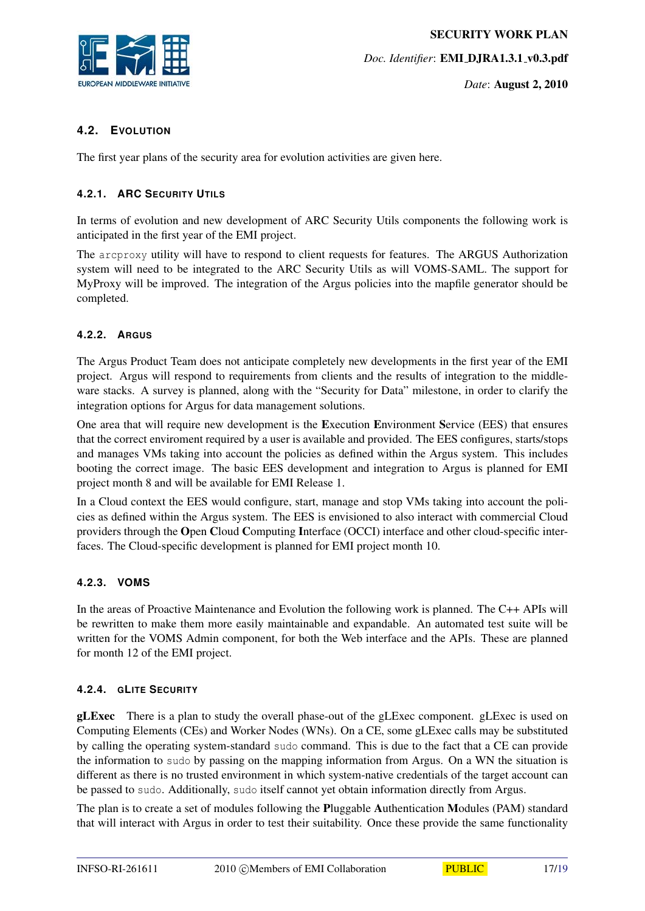## 4.2. EVOLUTION

The first year plans of the security area for evolution activities are given here.

### 4.2.1. ARC SECURITY UTILS

In terms of evolution and new development of ARC Security Utils components the following work is anticipated in the first year of the EMI project.

The `arcproxy` utility will have to respond to client requests for features. The ARGUS Authorization system will need to be integrated to the ARC Security Utils as will VOMS-SAML. The support for MyProxy will be improved. The integration of the Argus policies into the mapfile generator should be completed.

### 4.2.2. ARGUS

The Argus Product Team does not anticipate completely new developments in the first year of the EMI project. Argus will respond to requirements from clients and the results of integration to the middleware stacks. A survey is planned, along with the "Security for Data" milestone, in order to clarify the integration options for Argus for data management solutions.

One area that will require new development is the **E**xecution **E**nvironment **S**ervice (EES) that ensures that the correct enviroment required by a user is available and provided. The EES configures, starts/stops and manages VMs taking into account the policies as defined within the Argus system. This includes booting the correct image. The basic EES development and integration to Argus is planned for EMI project month 8 and will be available for EMI Release 1.

In a Cloud context the EES would configure, start, manage and stop VMs taking into account the policies as defined within the Argus system. The EES is envisioned to also interact with commercial Cloud providers through the **O**pen **C**loud **C**omputing **I**nterface (OCCI) interface and other cloud-specific interfaces. The Cloud-specific development is planned for EMI project month 10.

### 4.2.3. VOMS

In the areas of Proactive Maintenance and Evolution the following work is planned. The C++ APIs will be rewritten to make them more easily maintainable and expandable. An automated test suite will be written for the VOMS Admin component, for both the Web interface and the APIs. These are planned for month 12 of the EMI project.

### 4.2.4. GLITE SECURITY

**gLExec** There is a plan to study the overall phase-out of the gLExec component. gLExec is used on Computing Elements (CEs) and Worker Nodes (WNs). On a CE, some gLExec calls may be substituted by calling the operating system-standard `sudo` command. This is due to the fact that a CE can provide the information to `sudo` by passing on the mapping information from Argus. On a WN the situation is different as there is no trusted environment in which system-native credentials of the target account can be passed to `sudo`. Additionally, `sudo` itself cannot yet obtain information directly from Argus.

The plan is to create a set of modules following the **P**luggable **A**uthentication **M**odules (PAM) standard that will interact with Argus in order to test their suitability. Once these provide the same functionality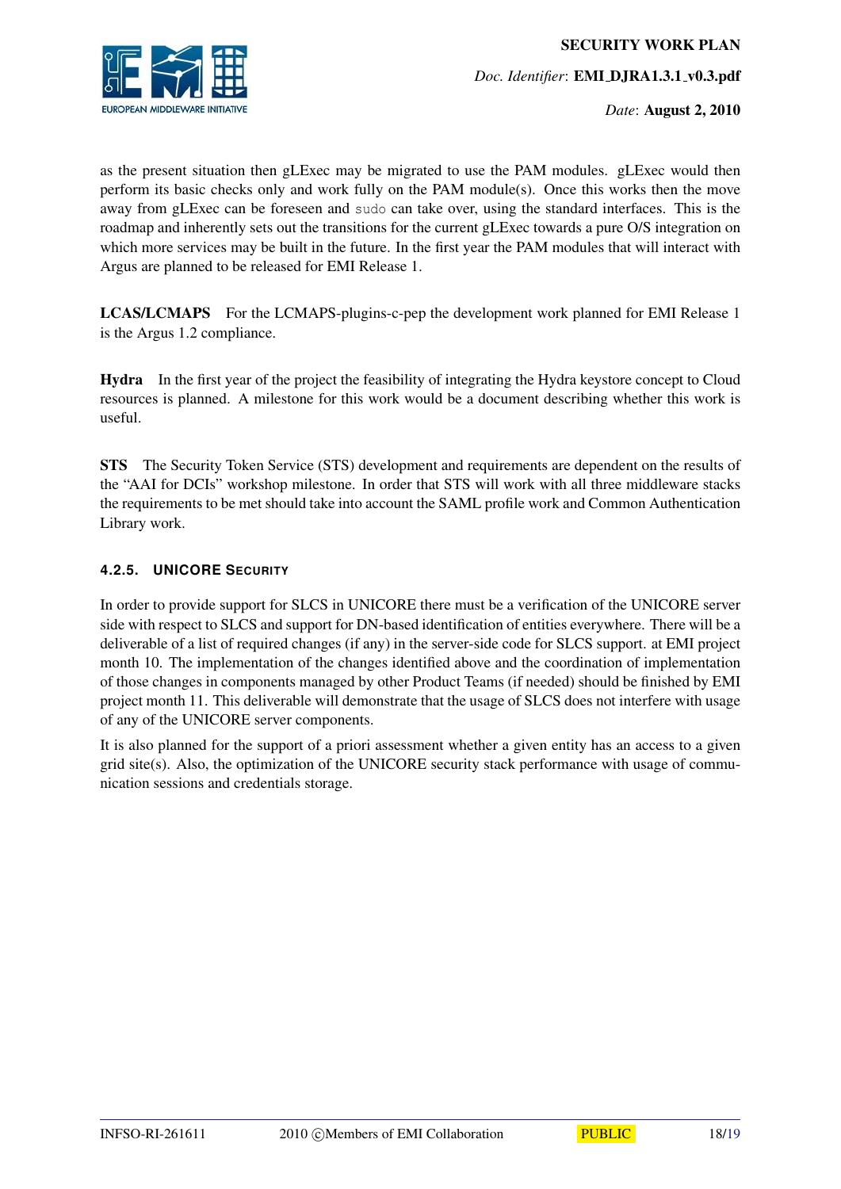as the present situation then gLExec may be migrated to use the PAM modules. gLExec would then perform its basic checks only and work fully on the PAM module(s). Once this works then the move away from gLExec can be foreseen and `sudo` can take over, using the standard interfaces. This is the roadmap and inherently sets out the transitions for the current gLExec towards a pure O/S integration on which more services may be built in the future. In the first year the PAM modules that will interact with Argus are planned to be released for EMI Release 1.

**LCAS/LCMAPS** For the LCMAPS-plugins-c-pep the development work planned for EMI Release 1 is the Argus 1.2 compliance.

**Hydra** In the first year of the project the feasibility of integrating the Hydra keystore concept to Cloud resources is planned. A milestone for this work would be a document describing whether this work is useful.

**STS** The Security Token Service (STS) development and requirements are dependent on the results of the "AAI for DCIs" workshop milestone. In order that STS will work with all three middleware stacks the requirements to be met should take into account the SAML profile work and Common Authentication Library work.

#### 4.2.5. UNICORE SECURITY

In order to provide support for SLCS in UNICORE there must be a verification of the UNICORE server side with respect to SLCS and support for DN-based identification of entities everywhere. There will be a deliverable of a list of required changes (if any) in the server-side code for SLCS support. at EMI project month 10. The implementation of the changes identified above and the coordination of implementation of those changes in components managed by other Product Teams (if needed) should be finished by EMI project month 11. This deliverable will demonstrate that the usage of SLCS does not interfere with usage of any of the UNICORE server components.

It is also planned for the support of a priori assessment whether a given entity has an access to a given grid site(s). Also, the optimization of the UNICORE security stack performance with usage of communication sessions and credentials storage.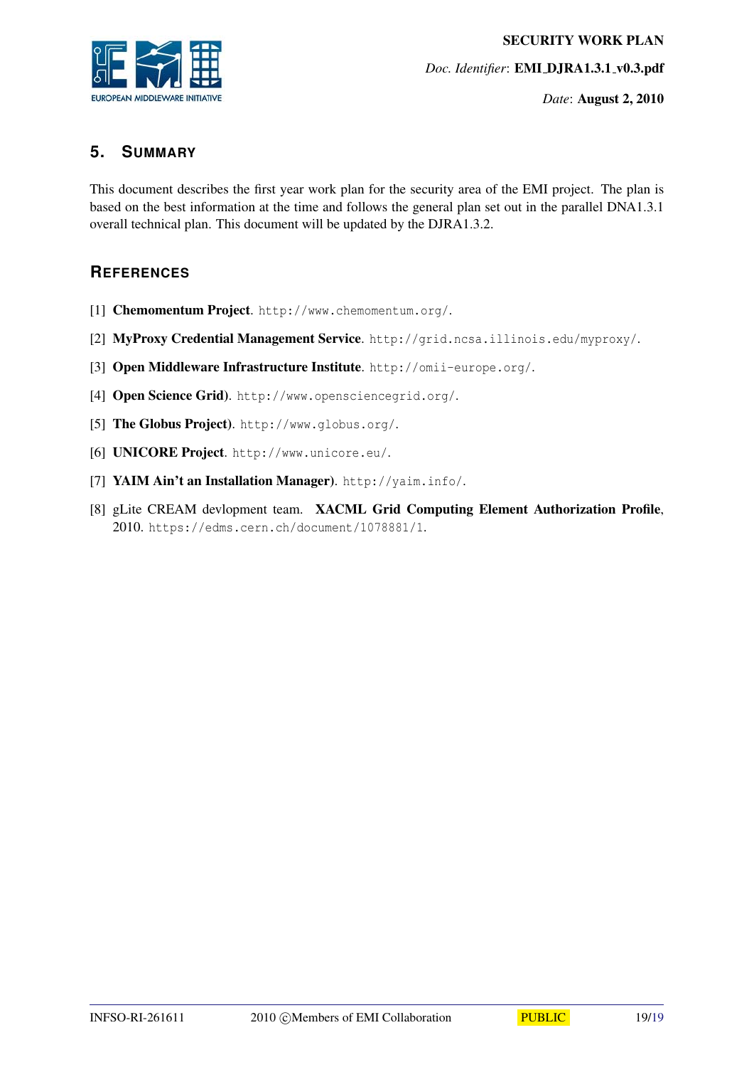## 5. SUMMARY

This document describes the first year work plan for the security area of the EMI project. The plan is based on the best information at the time and follows the general plan set out in the parallel DNA1.3.1 overall technical plan. This document will be updated by the DJRA1.3.2.

## REFERENCES

[1] **Chemomentum Project**. http://www.chemomentum.org/.

[2] **MyProxy Credential Management Service**. http://grid.ncsa.illinois.edu/myproxy/.

[3] **Open Middleware Infrastructure Institute**. http://omii-europe.org/.

[4] **Open Science Grid)**. http://www.opensciencegrid.org/.

[5] **The Globus Project)**. http://www.globus.org/.

[6] **UNICORE Project**. http://www.unicore.eu/.

[7] **YAIM Ain't an Installation Manager)**. http://yaim.info/.

[8] gLite CREAM devlopment team. **XACML Grid Computing Element Authorization Profile**, 2010. https://edms.cern.ch/document/1078881/1.